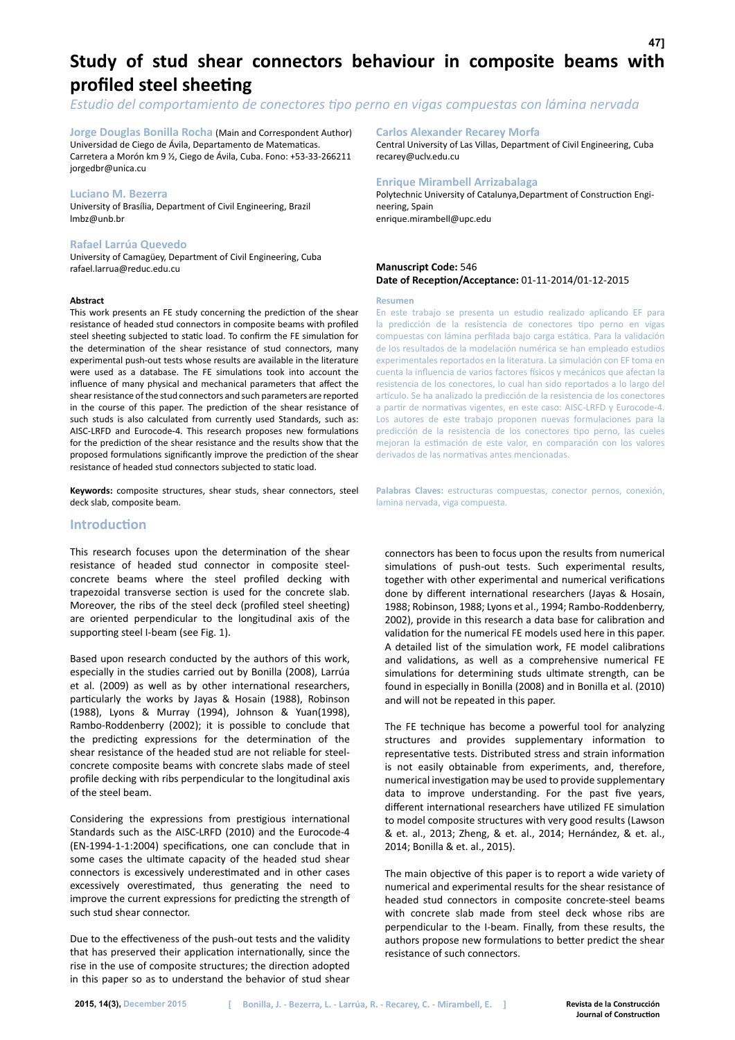# Study of stud shear connectors behaviour in composite beams with profiled steel sheeting

*Estudio del comportamiento de conectores tipo perno en vigas compuestas con lámina nervada*

**Jorge Douglas Bonilla Rocha** (Main and Correspondent Author)
Universidad de Ciego de Ávila, Departamento de Matematicas.
Carretera a Morón km 9 ½, Ciego de Ávila, Cuba. Fono: +53-33-266211
jorgedbr@unica.cu

**Luciano M. Bezerra**
University of Brasília, Department of Civil Engineering, Brazil
lmbz@unb.br

**Rafael Larrúa Quevedo**
University of Camagüey, Department of Civil Engineering, Cuba
rafael.larrua@reduc.edu.cu

**Carlos Alexander Recarey Morfa**
Central University of Las Villas, Department of Civil Engineering, Cuba
recarey@uclv.edu.cu

**Enrique Mirambell Arrizabalaga**
Polytechnic University of Catalunya,Department of Construction Engineering, Spain
enrique.mirambell@upc.edu

**Manuscript Code:** 546
**Date of Reception/Acceptance:** 01-11-2014/01-12-2015

#### Abstract

This work presents an FE study concerning the prediction of the shear resistance of headed stud connectors in composite beams with profiled steel sheeting subjected to static load. To confirm the FE simulation for the determination of the shear resistance of stud connectors, many experimental push-out tests whose results are available in the literature were used as a database. The FE simulations took into account the influence of many physical and mechanical parameters that affect the shear resistance of the stud connectors and such parameters are reported in the course of this paper. The prediction of the shear resistance of such studs is also calculated from currently used Standards, such as: AISC-LRFD and Eurocode-4. This research proposes new formulations for the prediction of the shear resistance and the results show that the proposed formulations significantly improve the prediction of the shear resistance of headed stud connectors subjected to static load.

**Keywords:** composite structures, shear studs, shear connectors, steel deck slab, composite beam.

#### Resumen

En este trabajo se presenta un estudio realizado aplicando EF para la predicción de la resistencia de conectores tipo perno en vigas compuestas con lámina perfilada bajo carga estática. Para la validación de los resultados de la modelación numérica se han empleado estudios experimentales reportados en la literatura. La simulación con EF toma en cuenta la influencia de varios factores físicos y mecánicos que afectan la resistencia de los conectores, lo cual han sido reportados a lo largo del artículo. Se ha analizado la predicción de la resistencia de los conectores a partir de normativas vigentes, en este caso: AISC-LRFD y Eurocode-4. Los autores de este trabajo proponen nuevas formulaciones para la predicción de la resistencia de los conectores tipo perno, las cueles mejoran la estimación de este valor, en comparación con los valores derivados de las normativas antes mencionadas.

**Palabras Claves:** estructuras compuestas, conector pernos, conexión, lamina nervada, viga compuesta.

## Introduction

This research focuses upon the determination of the shear resistance of headed stud connector in composite steel-concrete beams where the steel profiled decking with trapezoidal transverse section is used for the concrete slab. Moreover, the ribs of the steel deck (profiled steel sheeting) are oriented perpendicular to the longitudinal axis of the supporting steel I-beam (see Fig. 1).

Based upon research conducted by the authors of this work, especially in the studies carried out by Bonilla (2008), Larrúa et al. (2009) as well as by other international researchers, particularly the works by Jayas & Hosain (1988), Robinson (1988), Lyons & Murray (1994), Johnson & Yuan(1998), Rambo-Roddenberry (2002); it is possible to conclude that the predicting expressions for the determination of the shear resistance of the headed stud are not reliable for steel-concrete composite beams with concrete slabs made of steel profile decking with ribs perpendicular to the longitudinal axis of the steel beam.

Considering the expressions from prestigious international Standards such as the AISC-LRFD (2010) and the Eurocode-4 (EN-1994-1-1:2004) specifications, one can conclude that in some cases the ultimate capacity of the headed stud shear connectors is excessively underestimated and in other cases excessively overestimated, thus generating the need to improve the current expressions for predicting the strength of such stud shear connector.

Due to the effectiveness of the push-out tests and the validity that has preserved their application internationally, since the rise in the use of composite structures; the direction adopted in this paper so as to understand the behavior of stud shear connectors has been to focus upon the results from numerical simulations of push-out tests. Such experimental results, together with other experimental and numerical verifications done by different international researchers (Jayas & Hosain, 1988; Robinson, 1988; Lyons et al., 1994; Rambo-Roddenberry, 2002), provide in this research a data base for calibration and validation for the numerical FE models used here in this paper. A detailed list of the simulation work, FE model calibrations and validations, as well as a comprehensive numerical FE simulations for determining studs ultimate strength, can be found in especially in Bonilla (2008) and in Bonilla et al. (2010) and will not be repeated in this paper.

The FE technique has become a powerful tool for analyzing structures and provides supplementary information to representative tests. Distributed stress and strain information is not easily obtainable from experiments, and, therefore, numerical investigation may be used to provide supplementary data to improve understanding. For the past five years, different international researchers have utilized FE simulation to model composite structures with very good results (Lawson & et. al., 2013; Zheng, & et. al., 2014; Hernández, & et. al., 2014; Bonilla & et. al., 2015).

The main objective of this paper is to report a wide variety of numerical and experimental results for the shear resistance of headed stud connectors in composite concrete-steel beams with concrete slab made from steel deck whose ribs are perpendicular to the I-beam. Finally, from these results, the authors propose new formulations to better predict the shear resistance of such connectors.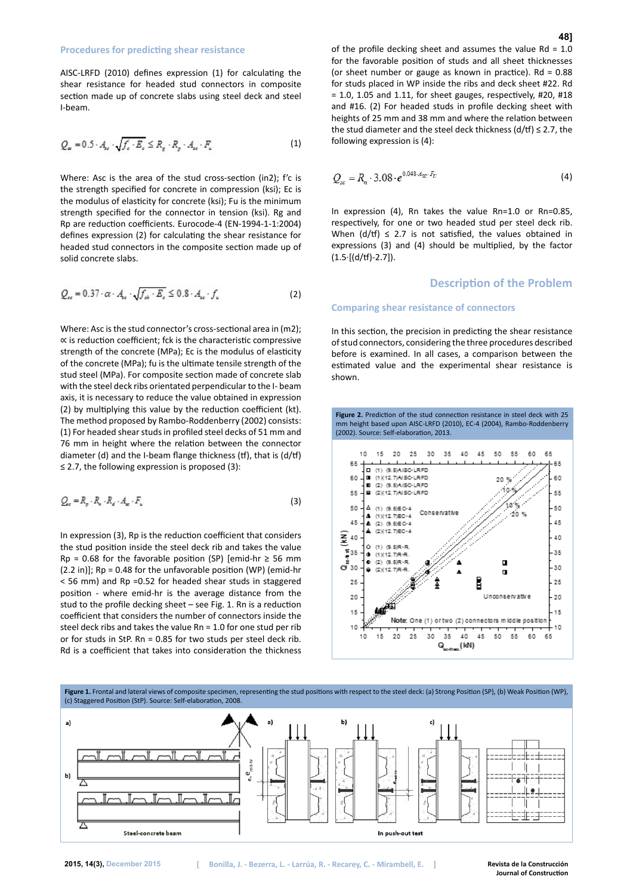## Procedures for predicting shear resistance

AISC-LRFD (2010) defines expression (1) for calculating the shear resistance for headed stud connectors in composite section made up of concrete slabs using steel deck and steel I-beam.

$$Q_n = 0.5 \cdot A_{sc} \cdot \sqrt{f_c' \cdot E_c} \leq R_g \cdot R_p \cdot A_{sc} \cdot F_u \qquad (1)$$

Where: Asc is the area of the stud cross-section (in2); f'c is the strength specified for concrete in compression (ksi); Ec is the modulus of elasticity for concrete (ksi); Fu is the minimum strength specified for the connector in tension (ksi). Rg and Rp are reduction coefficients. Eurocode-4 (EN-1994-1-1:2004) defines expression (2) for calculating the shear resistance for headed stud connectors in the composite section made up of solid concrete slabs.

$$Q_{sc} = 0.37 \cdot \alpha \cdot A_{sc} \cdot \sqrt{f_{ck} \cdot E_c} \leq 0.8 \cdot A_{sc} \cdot f_u \qquad (2)$$

Where: Asc is the stud connector's cross-sectional area in (m2); ∝ is reduction coefficient; fck is the characteristic compressive strength of the concrete (MPa); Ec is the modulus of elasticity of the concrete (MPa); fu is the ultimate tensile strength of the stud steel (MPa). For composite section made of concrete slab with the steel deck ribs orientated perpendicular to the I- beam axis, it is necessary to reduce the value obtained in expression (2) by multiplying this value by the reduction coefficient (kt). The method proposed by Rambo-Roddenberry (2002) consists: (1) For headed shear studs in profiled steel decks of 51 mm and 76 mm in height where the relation between the connector diameter (d) and the I-beam flange thickness (tf), that is (d/tf) ≤ 2.7, the following expression is proposed (3):

$$Q_{sc} = R_p \cdot R_n \cdot R_d \cdot A_{sc} \cdot F_u \qquad (3)$$

In expression (3), Rp is the reduction coefficient that considers the stud position inside the steel deck rib and takes the value Rp = 0.68 for the favorable position (SP) [emid-hr ≥ 56 mm (2.2 in)]; Rp = 0.48 for the unfavorable position (WP) (emid-hr < 56 mm) and Rp =0.52 for headed shear studs in staggered position - where emid-hr is the average distance from the stud to the profile decking sheet – see Fig. 1. Rn is a reduction coefficient that considers the number of connectors inside the steel deck ribs and takes the value Rn = 1.0 for one stud per rib or for studs in StP. Rn = 0.85 for two studs per steel deck rib. Rd is a coefficient that takes into consideration the thickness of the profile decking sheet and assumes the value Rd = 1.0 for the favorable position of studs and all sheet thicknesses (or sheet number or gauge as known in practice). Rd = 0.88 for studs placed in WP inside the ribs and deck sheet #22. Rd = 1.0, 1.05 and 1.11, for sheet gauges, respectively, #20, #18 and #16. (2) For headed studs in profile decking sheet with heights of 25 mm and 38 mm and where the relation between the stud diameter and the steel deck thickness (d/tf) ≤ 2.7, the following expression is (4):

$$Q_{sc} = R_n \cdot 3.08 \cdot e^{0.048 \cdot A_{sc} \cdot F_U} \qquad (4)$$

In expression (4), Rn takes the value Rn=1.0 or Rn=0.85, respectively, for one or two headed stud per steel deck rib. When (d/tf) ≤ 2.7 is not satisfied, the values obtained in expressions (3) and (4) should be multiplied, by the factor (1.5·[(d/tf)-2.7]).

# Description of the Problem

## Comparing shear resistance of connectors

In this section, the precision in predicting the shear resistance of stud connectors, considering the three procedures described before is examined. In all cases, a comparison between the estimated value and the experimental shear resistance is shown.

**Figure 2.** Prediction of the stud connection resistance in steel deck with 25 mm height based upon AISC-LRFD (2010), EC-4 (2004), Rambo-Roddenberry (2002). Source: Self-elaboration, 2013.

**Figure 1.** Frontal and lateral views of composite specimen, representing the stud positions with respect to the steel deck: (a) Strong Position (SP), (b) Weak Position (WP), (c) Staggered Position (StP). Source: Self-elaboration, 2008.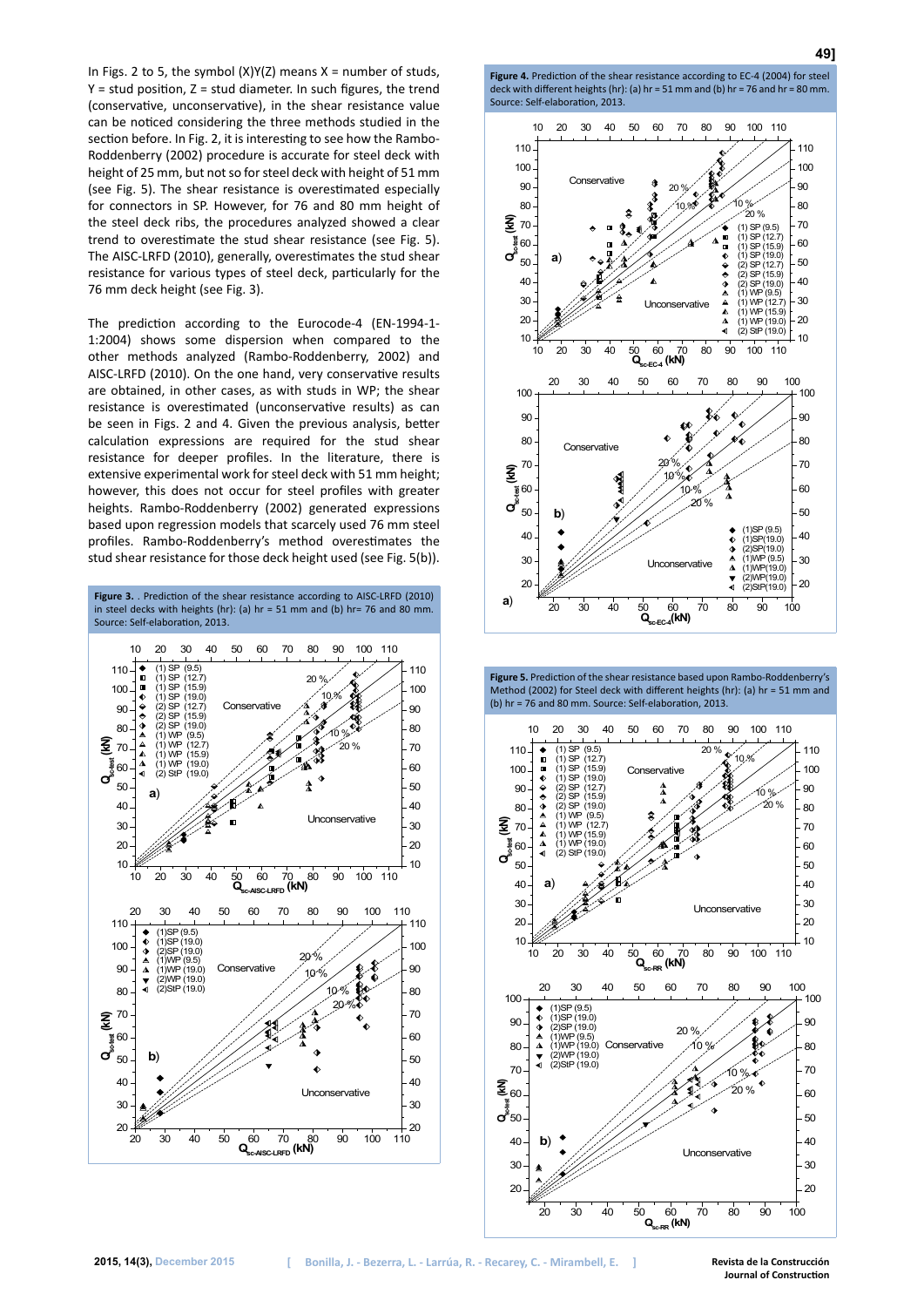In Figs. 2 to 5, the symbol (X)Y(Z) means X = number of studs, Y = stud position, Z = stud diameter. In such figures, the trend (conservative, unconservative), in the shear resistance value can be noticed considering the three methods studied in the section before. In Fig. 2, it is interesting to see how the Rambo-Roddenberry (2002) procedure is accurate for steel deck with height of 25 mm, but not so for steel deck with height of 51 mm (see Fig. 5). The shear resistance is overestimated especially for connectors in SP. However, for 76 and 80 mm height of the steel deck ribs, the procedures analyzed showed a clear trend to overestimate the stud shear resistance (see Fig. 5). The AISC-LRFD (2010), generally, overestimates the stud shear resistance for various types of steel deck, particularly for the 76 mm deck height (see Fig. 3).

The prediction according to the Eurocode-4 (EN-1994-1-1:2004) shows some dispersion when compared to the other methods analyzed (Rambo-Roddenberry, 2002) and AISC-LRFD (2010). On the one hand, very conservative results are obtained, in other cases, as with studs in WP; the shear resistance is overestimated (unconservative results) as can be seen in Figs. 2 and 4. Given the previous analysis, better calculation expressions are required for the stud shear resistance for deeper profiles. In the literature, there is extensive experimental work for steel deck with 51 mm height; however, this does not occur for steel profiles with greater heights. Rambo-Roddenberry (2002) generated expressions based upon regression models that scarcely used 76 mm steel profiles. Rambo-Roddenberry's method overestimates the stud shear resistance for those deck height used (see Fig. 5(b)).

**Figure 3.** . Prediction of the shear resistance according to AISC-LRFD (2010) in steel decks with heights (hr): (a) hr = 51 mm and (b) hr= 76 and 80 mm. Source: Self-elaboration, 2013.

**Figure 4.** Prediction of the shear resistance according to EC-4 (2004) for steel deck with different heights (hr): (a) hr = 51 mm and (b) hr = 76 and hr = 80 mm. Source: Self-elaboration, 2013.

**Figure 5.** Prediction of the shear resistance based upon Rambo-Roddenberry's Method (2002) for Steel deck with different heights (hr): (a) hr = 51 mm and (b) hr = 76 and 80 mm. Source: Self-elaboration, 2013.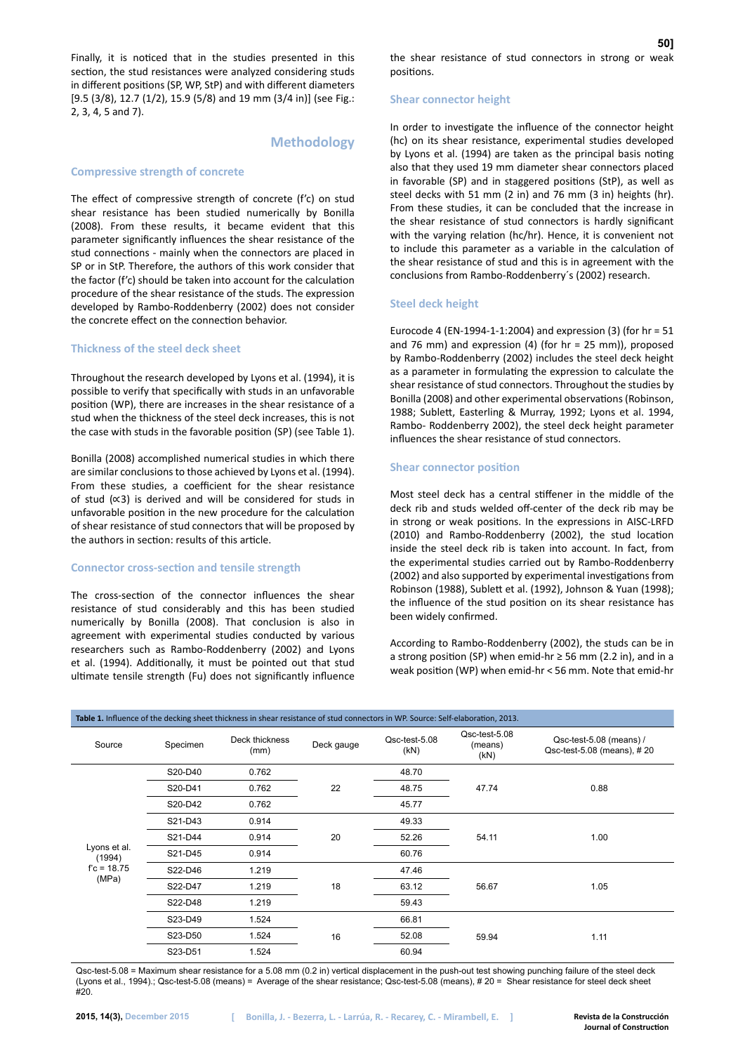Finally, it is noticed that in the studies presented in this section, the stud resistances were analyzed considering studs in different positions (SP, WP, StP) and with different diameters [9.5 (3/8), 12.7 (1/2), 15.9 (5/8) and 19 mm (3/4 in)] (see Fig.: 2, 3, 4, 5 and 7).

## Methodology

### Compressive strength of concrete

The effect of compressive strength of concrete (f'c) on stud shear resistance has been studied numerically by Bonilla (2008). From these results, it became evident that this parameter significantly influences the shear resistance of the stud connections - mainly when the connectors are placed in SP or in StP. Therefore, the authors of this work consider that the factor (f'c) should be taken into account for the calculation procedure of the shear resistance of the studs. The expression developed by Rambo-Roddenberry (2002) does not consider the concrete effect on the connection behavior.

### Thickness of the steel deck sheet

Throughout the research developed by Lyons et al. (1994), it is possible to verify that specifically with studs in an unfavorable position (WP), there are increases in the shear resistance of a stud when the thickness of the steel deck increases, this is not the case with studs in the favorable position (SP) (see Table 1).

Bonilla (2008) accomplished numerical studies in which there are similar conclusions to those achieved by Lyons et al. (1994). From these studies, a coefficient for the shear resistance of stud (∝3) is derived and will be considered for studs in unfavorable position in the new procedure for the calculation of shear resistance of stud connectors that will be proposed by the authors in section: results of this article.

### Connector cross-section and tensile strength

The cross-section of the connector influences the shear resistance of stud considerably and this has been studied numerically by Bonilla (2008). That conclusion is also in agreement with experimental studies conducted by various researchers such as Rambo-Roddenberry (2002) and Lyons et al. (1994). Additionally, it must be pointed out that stud ultimate tensile strength (Fu) does not significantly influence the shear resistance of stud connectors in strong or weak positions.

### Shear connector height

In order to investigate the influence of the connector height (hc) on its shear resistance, experimental studies developed by Lyons et al. (1994) are taken as the principal basis noting also that they used 19 mm diameter shear connectors placed in favorable (SP) and in staggered positions (StP), as well as steel decks with 51 mm (2 in) and 76 mm (3 in) heights (hr). From these studies, it can be concluded that the increase in the shear resistance of stud connectors is hardly significant with the varying relation (hc/hr). Hence, it is convenient not to include this parameter as a variable in the calculation of the shear resistance of stud and this is in agreement with the conclusions from Rambo-Roddenberry´s (2002) research.

### Steel deck height

Eurocode 4 (EN-1994-1-1:2004) and expression (3) (for hr = 51 and 76 mm) and expression (4) (for hr = 25 mm)), proposed by Rambo-Roddenberry (2002) includes the steel deck height as a parameter in formulating the expression to calculate the shear resistance of stud connectors. Throughout the studies by Bonilla (2008) and other experimental observations (Robinson, 1988; Sublett, Easterling & Murray, 1992; Lyons et al. 1994, Rambo- Roddenberry 2002), the steel deck height parameter influences the shear resistance of stud connectors.

### Shear connector position

Most steel deck has a central stiffener in the middle of the deck rib and studs welded off-center of the deck rib may be in strong or weak positions. In the expressions in AISC-LRFD (2010) and Rambo-Roddenberry (2002), the stud location inside the steel deck rib is taken into account. In fact, from the experimental studies carried out by Rambo-Roddenberry (2002) and also supported by experimental investigations from Robinson (1988), Sublett et al. (1992), Johnson & Yuan (1998); the influence of the stud position on its shear resistance has been widely confirmed.

According to Rambo-Roddenberry (2002), the studs can be in a strong position (SP) when emid-hr ≥ 56 mm (2.2 in), and in a weak position (WP) when emid-hr < 56 mm. Note that emid-hr

**Table 1.** Influence of the decking sheet thickness in shear resistance of stud connectors in WP. Source: Self-elaboration, 2013.

| Source | Specimen | Deck thickness (mm) | Deck gauge | Qsc-test-5.08 (kN) | Qsc-test-5.08 (means) (kN) | Qsc-test-5.08 (means) / Qsc-test-5.08 (means), # 20 |
|---|---|---|---|---|---|---|
| Lyons et al. (1994) f'c = 18.75 (MPa) | S20-D40 | 0.762 | 22 | 48.70 | 47.74 | 0.88 |
| | S20-D41 | 0.762 | | 48.75 | | |
| | S20-D42 | 0.762 | | 45.77 | | |
| | S21-D43 | 0.914 | 20 | 49.33 | 54.11 | 1.00 |
| | S21-D44 | 0.914 | | 52.26 | | |
| | S21-D45 | 0.914 | | 60.76 | | |
| | S22-D46 | 1.219 | 18 | 47.46 | 56.67 | 1.05 |
| | S22-D47 | 1.219 | | 63.12 | | |
| | S22-D48 | 1.219 | | 59.43 | | |
| | S23-D49 | 1.524 | 16 | 66.81 | 59.94 | 1.11 |
| | S23-D50 | 1.524 | | 52.08 | | |
| | S23-D51 | 1.524 | | 60.94 | | |

Qsc-test-5.08 = Maximum shear resistance for a 5.08 mm (0.2 in) vertical displacement in the push-out test showing punching failure of the steel deck (Lyons et al., 1994).; Qsc-test-5.08 (means) = Average of the shear resistance; Qsc-test-5.08 (means), # 20 = Shear resistance for steel deck sheet #20.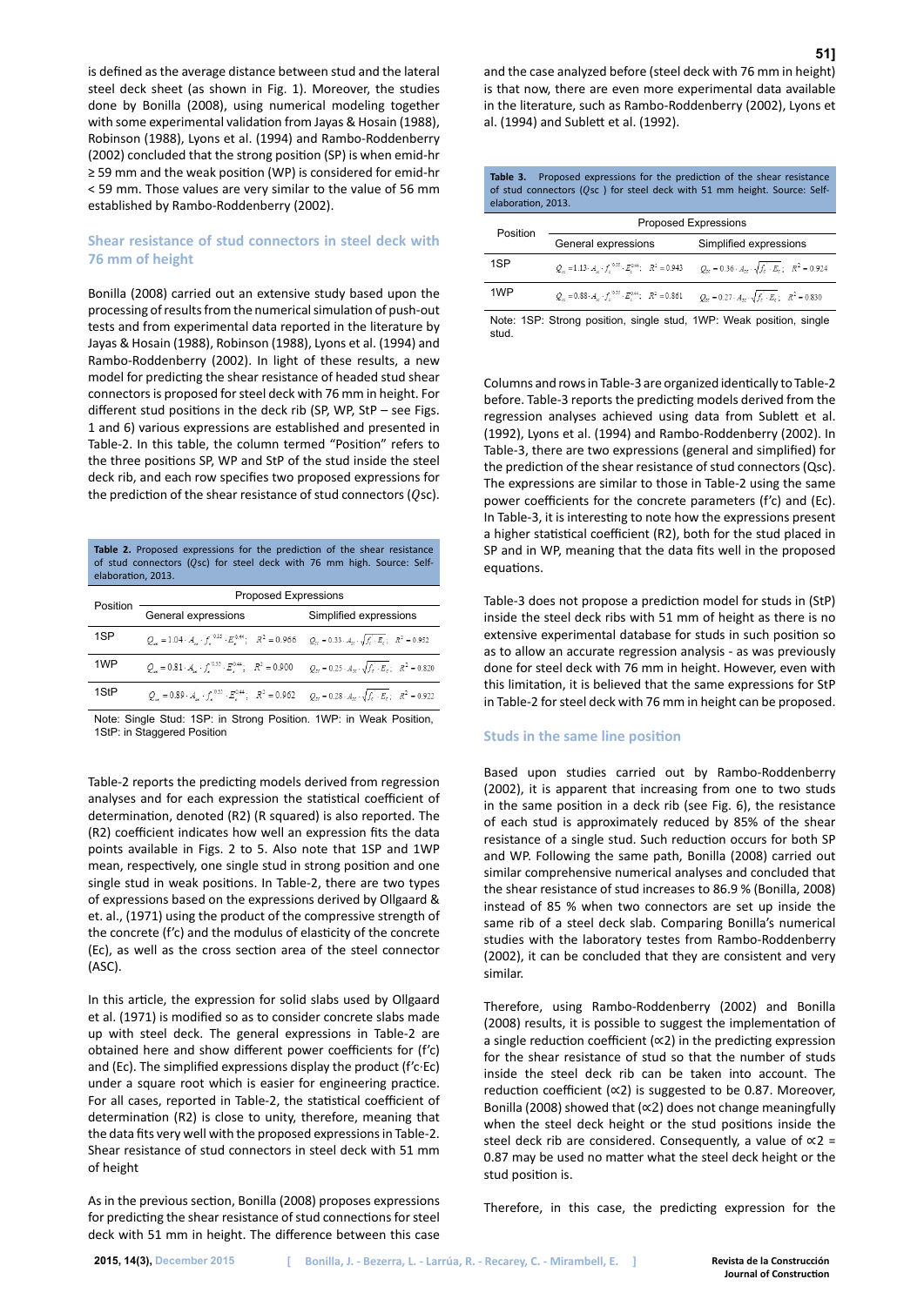is defined as the average distance between stud and the lateral steel deck sheet (as shown in Fig. 1). Moreover, the studies done by Bonilla (2008), using numerical modeling together with some experimental validation from Jayas & Hosain (1988), Robinson (1988), Lyons et al. (1994) and Rambo-Roddenberry (2002) concluded that the strong position (SP) is when emid-hr ≥ 59 mm and the weak position (WP) is considered for emid-hr < 59 mm. Those values are very similar to the value of 56 mm established by Rambo-Roddenberry (2002).

## Shear resistance of stud connectors in steel deck with 76 mm of height

Bonilla (2008) carried out an extensive study based upon the processing of results from the numerical simulation of push-out tests and from experimental data reported in the literature by Jayas & Hosain (1988), Robinson (1988), Lyons et al. (1994) and Rambo-Roddenberry (2002). In light of these results, a new model for predicting the shear resistance of headed stud shear connectors is proposed for steel deck with 76 mm in height. For different stud positions in the deck rib (SP, WP, StP – see Figs. 1 and 6) various expressions are established and presented in Table-2. In this table, the column termed "Position" refers to the three positions SP, WP and StP of the stud inside the steel deck rib, and each row specifies two proposed expressions for the prediction of the shear resistance of stud connectors ($Q_{sc}$).

**Table 2.** Proposed expressions for the prediction of the shear resistance of stud connectors ($Q_{sc}$) for steel deck with 76 mm high. Source: Self-elaboration, 2013.

| Position | Proposed Expressions | |
|---|---|---|
| | General expressions | Simplified expressions |
| 1SP | $Q_{sc} = 1.04 \cdot A_{sc} \cdot f_c^{0.25} \cdot E_c^{0.44};\ R^2 = 0.966$ | $Q_{sc} = 0.33 \cdot A_{sc} \cdot \sqrt{f_c \cdot E_c};\ R^2 = 0.952$ |
| 1WP | $Q_{sc} = 0.81 \cdot A_{sc} \cdot f_c^{0.33} \cdot E_c^{0.44};\ R^2 = 0.900$ | $Q_{sc} = 0.25 \cdot A_{sc} \cdot \sqrt{f_c \cdot E_c};\ R^2 = 0.820$ |
| 1StP | $Q_{sc} = 0.89 \cdot A_{sc} \cdot f_c^{0.33} \cdot E_c^{0.44};\ R^2 = 0.962$ | $Q_{sc} = 0.28 \cdot A_{sc} \cdot \sqrt{f_c \cdot E_c};\ R^2 = 0.922$ |

Note: Single Stud: 1SP: in Strong Position. 1WP: in Weak Position, 1StP: in Staggered Position

Table-2 reports the predicting models derived from regression analyses and for each expression the statistical coefficient of determination, denoted ($R^2$) (R squared) is also reported. The ($R^2$) coefficient indicates how well an expression fits the data points available in Figs. 2 to 5. Also note that 1SP and 1WP mean, respectively, one single stud in strong position and one single stud in weak positions. In Table-2, there are two types of expressions based on the expressions derived by Ollgaard & et. al., (1971) using the product of the compressive strength of the concrete (f'c) and the modulus of elasticity of the concrete (Ec), as well as the cross section area of the steel connector (ASC).

In this article, the expression for solid slabs used by Ollgaard et al. (1971) is modified so as to consider concrete slabs made up with steel deck. The general expressions in Table-2 are obtained here and show different power coefficients for (f'c) and (Ec). The simplified expressions display the product (f'c·Ec) under a square root which is easier for engineering practice. For all cases, reported in Table-2, the statistical coefficient of determination ($R^2$) is close to unity, therefore, meaning that the data fits very well with the proposed expressions in Table-2. Shear resistance of stud connectors in steel deck with 51 mm of height

As in the previous section, Bonilla (2008) proposes expressions for predicting the shear resistance of stud connections for steel deck with 51 mm in height. The difference between this case and the case analyzed before (steel deck with 76 mm in height) is that now, there are even more experimental data available in the literature, such as Rambo-Roddenberry (2002), Lyons et al. (1994) and Sublett et al. (1992).

**Table 3.** Proposed expressions for the prediction of the shear resistance of stud connectors ($Q_{sc}$) for steel deck with 51 mm height. Source: Self-elaboration, 2013.

| Position | Proposed Expressions | |
|---|---|---|
| | General expressions | Simplified expressions |
| 1SP | $Q_{sc} = 1.13 \cdot A_{sc} \cdot f_c^{0.25} \cdot E_c^{0.44};\ R^2 = 0.943$ | $Q_{sc} = 0.36 \cdot A_{sc} \cdot \sqrt{f_c \cdot E_c};\ R^2 = 0.924$ |
| 1WP | $Q_{sc} = 0.88 \cdot A_{sc} \cdot f_c^{0.33} \cdot E_c^{0.44};\ R^2 = 0.861$ | $Q_{sc} = 0.27 \cdot A_{sc} \cdot \sqrt{f_c \cdot E_c};\ R^2 = 0.830$ |

Note: 1SP: Strong position, single stud, 1WP: Weak position, single stud.

Columns and rows in Table-3 are organized identically to Table-2 before. Table-3 reports the predicting models derived from the regression analyses achieved using data from Sublett et al. (1992), Lyons et al. (1994) and Rambo-Roddenberry (2002). In Table-3, there are two expressions (general and simplified) for the prediction of the shear resistance of stud connectors (Qsc). The expressions are similar to those in Table-2 using the same power coefficients for the concrete parameters (f'c) and (Ec). In Table-3, it is interesting to note how the expressions present a higher statistical coefficient (R2), both for the stud placed in SP and in WP, meaning that the data fits well in the proposed equations.

Table-3 does not propose a prediction model for studs in (StP) inside the steel deck ribs with 51 mm of height as there is no extensive experimental database for studs in such position so as to allow an accurate regression analysis - as was previously done for steel deck with 76 mm in height. However, even with this limitation, it is believed that the same expressions for StP in Table-2 for steel deck with 76 mm in height can be proposed.

## Studs in the same line position

Based upon studies carried out by Rambo-Roddenberry (2002), it is apparent that increasing from one to two studs in the same position in a deck rib (see Fig. 6), the resistance of each stud is approximately reduced by 85% of the shear resistance of a single stud. Such reduction occurs for both SP and WP. Following the same path, Bonilla (2008) carried out similar comprehensive numerical analyses and concluded that the shear resistance of stud increases to 86.9 % (Bonilla, 2008) instead of 85 % when two connectors are set up inside the same rib of a steel deck slab. Comparing Bonilla's numerical studies with the laboratory testes from Rambo-Roddenberry (2002), it can be concluded that they are consistent and very similar.

Therefore, using Rambo-Roddenberry (2002) and Bonilla (2008) results, it is possible to suggest the implementation of a single reduction coefficient (∝2) in the predicting expression for the shear resistance of stud so that the number of studs inside the steel deck rib can be taken into account. The reduction coefficient (∝2) is suggested to be 0.87. Moreover, Bonilla (2008) showed that (∝2) does not change meaningfully when the steel deck height or the stud positions inside the steel deck rib are considered. Consequently, a value of ∝2 = 0.87 may be used no matter what the steel deck height or the stud position is.

Therefore, in this case, the predicting expression for the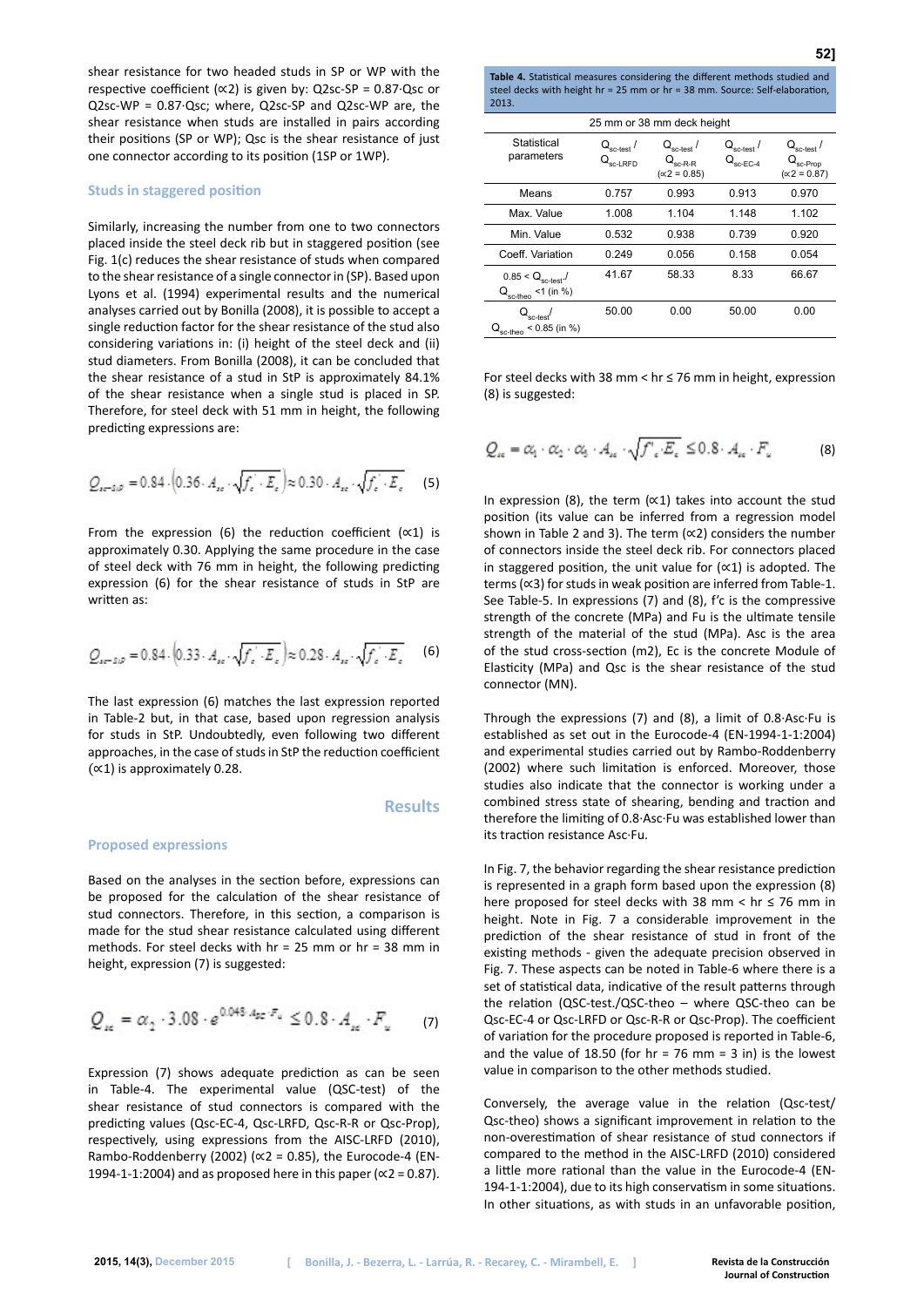shear resistance for two headed studs in SP or WP with the respective coefficient (∝2) is given by: Q2sc-SP = 0.87·Qsc or Q2sc-WP = 0.87·Qsc; where, Q2sc-SP and Q2sc-WP are, the shear resistance when studs are installed in pairs according their positions (SP or WP); Qsc is the shear resistance of just one connector according to its position (1SP or 1WP).

### Studs in staggered position

Similarly, increasing the number from one to two connectors placed inside the steel deck rib but in staggered position (see Fig. 1(c) reduces the shear resistance of studs when compared to the shear resistance of a single connector in (SP). Based upon Lyons et al. (1994) experimental results and the numerical analyses carried out by Bonilla (2008), it is possible to accept a single reduction factor for the shear resistance of the stud also considering variations in: (i) height of the steel deck and (ii) stud diameters. From Bonilla (2008), it can be concluded that the shear resistance of a stud in StP is approximately 84.1% of the shear resistance when a single stud is placed in SP. Therefore, for steel deck with 51 mm in height, the following predicting expressions are:

$$Q_{sc-StP} = 0.84 \cdot \left(0.36 \cdot A_{sc} \cdot \sqrt{f_c^{'} \cdot E_c}\right) \approx 0.30 \cdot A_{sc} \cdot \sqrt{f_c^{'} \cdot E_c} \qquad (5)$$

From the expression (6) the reduction coefficient (∝1) is approximately 0.30. Applying the same procedure in the case of steel deck with 76 mm in height, the following predicting expression (6) for the shear resistance of studs in StP are written as:

$$Q_{sc-StP} = 0.84 \cdot \left(0.33 \cdot A_{sc} \cdot \sqrt{f_c^{'} \cdot E_c}\right) \approx 0.28 \cdot A_{sc} \cdot \sqrt{f_c^{'} \cdot E_c} \qquad (6)$$

The last expression (6) matches the last expression reported in Table-2 but, in that case, based upon regression analysis for studs in StP. Undoubtedly, even following two different approaches, in the case of studs in StP the reduction coefficient (∝1) is approximately 0.28.

## Results

### Proposed expressions

Based on the analyses in the section before, expressions can be proposed for the calculation of the shear resistance of stud connectors. Therefore, in this section, a comparison is made for the stud shear resistance calculated using different methods. For steel decks with hr = 25 mm or hr = 38 mm in height, expression (7) is suggested:

$$Q_{sc} = \alpha_2 \cdot 3.08 \cdot e^{0.048 \cdot A_{sc} \cdot F_u} \leq 0.8 \cdot A_{sc} \cdot F_u \qquad (7)$$

Expression (7) shows adequate prediction as can be seen in Table-4. The experimental value (QSC-test) of the shear resistance of stud connectors is compared with the predicting values (Qsc-EC-4, Qsc-LRFD, Qsc-R-R or Qsc-Prop), respectively, using expressions from the AISC-LRFD (2010), Rambo-Roddenberry (2002) (∝2 = 0.85), the Eurocode-4 (EN-1994-1-1:2004) and as proposed here in this paper (∝2 = 0.87).

**Table 4.** Statistical measures considering the different methods studied and steel decks with height hr = 25 mm or hr = 38 mm. Source: Self-elaboration, 2013.

| 25 mm or 38 mm deck height | | | | |
|---|---|---|---|---|
| Statistical parameters | $Q_{sc\text{-}test}$ / $Q_{sc\text{-}LRFD}$ | $Q_{sc\text{-}test}$ / $Q_{sc\text{-}R\text{-}R}$ (∝2 = 0.85) | $Q_{sc\text{-}test}$ / $Q_{sc\text{-}EC\text{-}4}$ | $Q_{sc\text{-}test}$ / $Q_{sc\text{-}Prop}$ (∝2 = 0.87) |
| Means | 0.757 | 0.993 | 0.913 | 0.970 |
| Max. Value | 1.008 | 1.104 | 1.148 | 1.102 |
| Min. Value | 0.532 | 0.938 | 0.739 | 0.920 |
| Coeff. Variation | 0.249 | 0.056 | 0.158 | 0.054 |
| $0.85 < Q_{sc\text{-}test}$/ $Q_{sc\text{-}theo}$ <1 (in %) | 41.67 | 58.33 | 8.33 | 66.67 |
| $Q_{sc\text{-}test}$/ $Q_{sc\text{-}theo}$ < 0.85 (in %) | 50.00 | 0.00 | 50.00 | 0.00 |

For steel decks with 38 mm < hr ≤ 76 mm in height, expression (8) is suggested:

$$Q_{sc} = \alpha_1 \cdot \alpha_2 \cdot \alpha_3 \cdot A_{sc} \cdot \sqrt{f'_c \cdot E_c} \leq 0.8 \cdot A_{sc} \cdot F_u \qquad (8)$$

In expression (8), the term (∝1) takes into account the stud position (its value can be inferred from a regression model shown in Table 2 and 3). The term (∝2) considers the number of connectors inside the steel deck rib. For connectors placed in staggered position, the unit value for (∝1) is adopted. The terms (∝3) for studs in weak position are inferred from Table-1. See Table-5. In expressions (7) and (8), f'c is the compressive strength of the concrete (MPa) and Fu is the ultimate tensile strength of the material of the stud (MPa). Asc is the area of the stud cross-section (m2), Ec is the concrete Module of Elasticity (MPa) and Qsc is the shear resistance of the stud connector (MN).

Through the expressions (7) and (8), a limit of 0.8·Asc·Fu is established as set out in the Eurocode-4 (EN-1994-1-1:2004) and experimental studies carried out by Rambo-Roddenberry (2002) where such limitation is enforced. Moreover, those studies also indicate that the connector is working under a combined stress state of shearing, bending and traction and therefore the limiting of 0.8·Asc·Fu was established lower than its traction resistance Asc·Fu.

In Fig. 7, the behavior regarding the shear resistance prediction is represented in a graph form based upon the expression (8) here proposed for steel decks with 38 mm < hr ≤ 76 mm in height. Note in Fig. 7 a considerable improvement in the prediction of the shear resistance of stud in front of the existing methods - given the adequate precision observed in Fig. 7. These aspects can be noted in Table-6 where there is a set of statistical data, indicative of the result patterns through the relation (QSC-test./QSC-theo – where QSC-theo can be Qsc-EC-4 or Qsc-LRFD or Qsc-R-R or Qsc-Prop). The coefficient of variation for the procedure proposed is reported in Table-6, and the value of 18.50 (for hr = 76 mm = 3 in) is the lowest value in comparison to the other methods studied.

Conversely, the average value in the relation (Qsc-test/Qsc-theo) shows a significant improvement in relation to the non-overestimation of shear resistance of stud connectors if compared to the method in the AISC-LRFD (2010) considered a little more rational than the value in the Eurocode-4 (EN-194-1-1:2004), due to its high conservatism in some situations. In other situations, as with studs in an unfavorable position,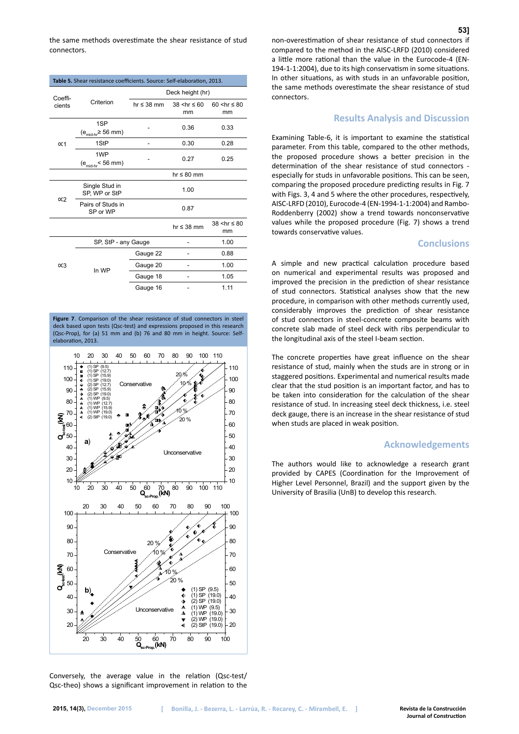the same methods overestimate the shear resistance of stud connectors.

**Table 5.** Shear resistance coefficients. Source: Self-elaboration, 2013.

| Coefficients | Criterion | | Deck height (hr) | | |
|---|---|---|---|---|---|
| | | | hr ≤ 38 mm | 38 <hr ≤ 60 mm | 60 <hr ≤ 80 mm |
| ∝1 | 1SP ($e_{mid-hr}$ ≥ 56 mm) | | - | 0.36 | 0.33 |
| | 1StP | | - | 0.30 | 0.28 |
| | 1WP ($e_{mid-hr}$ < 56 mm) | | - | 0.27 | 0.25 |
| | | | hr ≤ 80 mm | | |
| ∝2 | Single Stud in SP, WP or StP | | 1.00 | | |
| | Pairs of Studs in SP or WP | | 0.87 | | |
| | | | hr ≤ 38 mm | 38 <hr ≤ 80 mm | |
| ∝3 | SP, StP - any Gauge | | - | 1.00 | |
| | In WP | Gauge 22 | - | 0.88 | |
| | | Gauge 20 | - | 1.00 | |
| | | Gauge 18 | - | 1.05 | |
| | | Gauge 16 | - | 1.11 | |

**Figure 7.** Comparison of the shear resistance of stud connectors in steel deck based upon tests (Qsc-test) and expressions proposed in this research (Qsc-Prop), for (a) 51 mm and (b) 76 and 80 mm in height. Source: Self-elaboration, 2013.

Conversely, the average value in the relation (Qsc-test/Qsc-theo) shows a significant improvement in relation to the non-overestimation of shear resistance of stud connectors if compared to the method in the AISC-LRFD (2010) considered a little more rational than the value in the Eurocode-4 (EN-194-1-1:2004), due to its high conservatism in some situations. In other situations, as with studs in an unfavorable position, the same methods overestimate the shear resistance of stud connectors.

## Results Analysis and Discussion

Examining Table-6, it is important to examine the statistical parameter. From this table, compared to the other methods, the proposed procedure shows a better precision in the determination of the shear resistance of stud connectors - especially for studs in unfavorable positions. This can be seen, comparing the proposed procedure predicting results in Fig. 7 with Figs. 3, 4 and 5 where the other procedures, respectively, AISC-LRFD (2010), Eurocode-4 (EN-1994-1-1:2004) and Rambo-Roddenberry (2002) show a trend towards nonconservative values while the proposed procedure (Fig. 7) shows a trend towards conservative values.

## Conclusions

A simple and new practical calculation procedure based on numerical and experimental results was proposed and improved the precision in the prediction of shear resistance of stud connectors. Statistical analyses show that the new procedure, in comparison with other methods currently used, considerably improves the prediction of shear resistance of stud connectors in steel-concrete composite beams with concrete slab made of steel deck with ribs perpendicular to the longitudinal axis of the steel I-beam section.

The concrete properties have great influence on the shear resistance of stud, mainly when the studs are in strong or in staggered positions. Experimental and numerical results made clear that the stud position is an important factor, and has to be taken into consideration for the calculation of the shear resistance of stud. In increasing steel deck thickness, i.e. steel deck gauge, there is an increase in the shear resistance of stud when studs are placed in weak position.

## Acknowledgements

The authors would like to acknowledge a research grant provided by CAPES (Coordination for the Improvement of Higher Level Personnel, Brazil) and the support given by the University of Brasilia (UnB) to develop this research.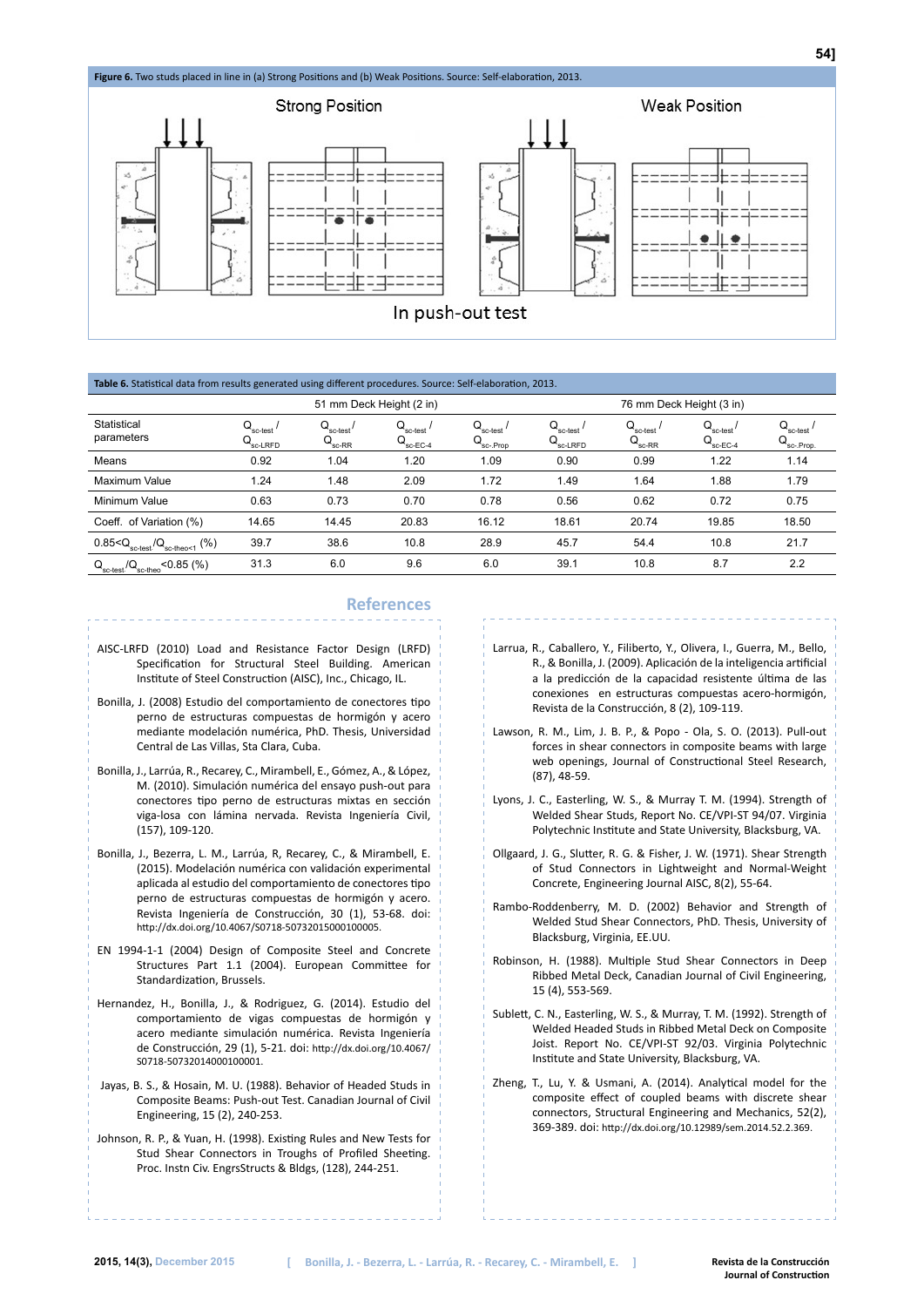**Figure 6.** Two studs placed in line in (a) Strong Positions and (b) Weak Positions. Source: Self-elaboration, 2013.

Strong Position

Weak Position

In push-out test

**Table 6.** Statistical data from results generated using different procedures. Source: Self-elaboration, 2013.

| Statistical parameters | 51 mm Deck Height (2 in) | | | | 76 mm Deck Height (3 in) | | | |
|---|---|---|---|---|---|---|---|---|
| | $Q_{sc\text{-}test}/Q_{sc\text{-}LRFD}$ | $Q_{sc\text{-}test}/Q_{sc\text{-}RR}$ | $Q_{sc\text{-}test}/Q_{sc\text{-}EC\text{-}4}$ | $Q_{sc\text{-}test}/Q_{sc\text{-}Prop}$ | $Q_{sc\text{-}test}/Q_{sc\text{-}LRFD}$ | $Q_{sc\text{-}test}/Q_{sc\text{-}RR}$ | $Q_{sc\text{-}test}/Q_{sc\text{-}EC\text{-}4}$ | $Q_{sc\text{-}test}/Q_{sc\text{-}Prop.}$ |
| Means | 0.92 | 1.04 | 1.20 | 1.09 | 0.90 | 0.99 | 1.22 | 1.14 |
| Maximum Value | 1.24 | 1.48 | 2.09 | 1.72 | 1.49 | 1.64 | 1.88 | 1.79 |
| Minimum Value | 0.63 | 0.73 | 0.70 | 0.78 | 0.56 | 0.62 | 0.72 | 0.75 |
| Coeff. of Variation (%) | 14.65 | 14.45 | 20.83 | 16.12 | 18.61 | 20.74 | 19.85 | 18.50 |
| $0.85<Q_{sc\text{-}test}/Q_{sc\text{-}theo}<1$ (%) | 39.7 | 38.6 | 10.8 | 28.9 | 45.7 | 54.4 | 10.8 | 21.7 |
| $Q_{sc\text{-}test}/Q_{sc\text{-}theo}<0.85$ (%) | 31.3 | 6.0 | 9.6 | 6.0 | 39.1 | 10.8 | 8.7 | 2.2 |

## References

AISC-LRFD (2010) Load and Resistance Factor Design (LRFD) Specification for Structural Steel Building. American Institute of Steel Construction (AISC), Inc., Chicago, IL.

Bonilla, J. (2008) Estudio del comportamiento de conectores tipo perno de estructuras compuestas de hormigón y acero mediante modelación numérica, PhD. Thesis, Universidad Central de Las Villas, Sta Clara, Cuba.

Bonilla, J., Larrúa, R., Recarey, C., Mirambell, E., Gómez, A., & López, M. (2010). Simulación numérica del ensayo push-out para conectores tipo perno de estructuras mixtas en sección viga-losa con lámina nervada. Revista Ingeniería Civil, (157), 109-120.

Bonilla, J., Bezerra, L. M., Larrúa, R, Recarey, C., & Mirambell, E. (2015). Modelación numérica con validación experimental aplicada al estudio del comportamiento de conectores tipo perno de estructuras compuestas de hormigón y acero. Revista Ingeniería de Construcción, 30 (1), 53-68. doi: http://dx.doi.org/10.4067/S0718-50732015000100005.

EN 1994-1-1 (2004) Design of Composite Steel and Concrete Structures Part 1.1 (2004). European Committee for Standardization, Brussels.

Hernandez, H., Bonilla, J., & Rodriguez, G. (2014). Estudio del comportamiento de vigas compuestas de hormigón y acero mediante simulación numérica. Revista Ingeniería de Construcción, 29 (1), 5-21. doi: http://dx.doi.org/10.4067/S0718-50732014000100001.

Jayas, B. S., & Hosain, M. U. (1988). Behavior of Headed Studs in Composite Beams: Push-out Test. Canadian Journal of Civil Engineering, 15 (2), 240-253.

Johnson, R. P., & Yuan, H. (1998). Existing Rules and New Tests for Stud Shear Connectors in Troughs of Profiled Sheeting. Proc. Instn Civ. EngrsStructs & Bldgs, (128), 244-251.

Larrua, R., Caballero, Y., Filiberto, Y., Olivera, I., Guerra, M., Bello, R., & Bonilla, J. (2009). Aplicación de la inteligencia artificial a la predicción de la capacidad resistente última de las conexiones en estructuras compuestas acero-hormigón, Revista de la Construcción, 8 (2), 109-119.

Lawson, R. M., Lim, J. B. P., & Popo - Ola, S. O. (2013). Pull-out forces in shear connectors in composite beams with large web openings, Journal of Constructional Steel Research, (87), 48-59.

Lyons, J. C., Easterling, W. S., & Murray T. M. (1994). Strength of Welded Shear Studs, Report No. CE/VPI-ST 94/07. Virginia Polytechnic Institute and State University, Blacksburg, VA.

Ollgaard, J. G., Slutter, R. G. & Fisher, J. W. (1971). Shear Strength of Stud Connectors in Lightweight and Normal-Weight Concrete, Engineering Journal AISC, 8(2), 55-64.

Rambo-Roddenberry, M. D. (2002) Behavior and Strength of Welded Stud Shear Connectors, PhD. Thesis, University of Blacksburg, Virginia, EE.UU.

Robinson, H. (1988). Multiple Stud Shear Connectors in Deep Ribbed Metal Deck, Canadian Journal of Civil Engineering, 15 (4), 553-569.

Sublett, C. N., Easterling, W. S., & Murray, T. M. (1992). Strength of Welded Headed Studs in Ribbed Metal Deck on Composite Joist. Report No. CE/VPI-ST 92/03. Virginia Polytechnic Institute and State University, Blacksburg, VA.

Zheng, T., Lu, Y. & Usmani, A. (2014). Analytical model for the composite effect of coupled beams with discrete shear connectors, Structural Engineering and Mechanics, 52(2), 369-389. doi: http://dx.doi.org/10.12989/sem.2014.52.2.369.